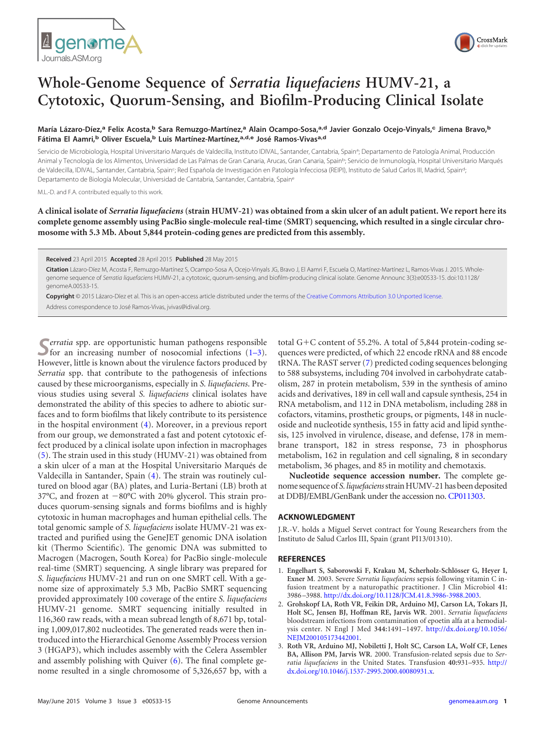# Whole-Genome Sequence of *Serratia liquefaciens* HUMV-21, a Cytotoxic, Quorum-Sensing, and Biofilm-Producing Clinical Isolate

**María Lázaro-Díez,[a] Felix Acosta,[b] Sara Remuzgo-Martínez,[a] Alain Ocampo-Sosa,[a,d] Javier Gonzalo Ocejo-Vinyals,[c] Jimena Bravo,[b] Fátima El Aamri,[b] Oliver Escuela,[b] Luis Martínez-Martínez,[a,d,e] José Ramos-Vivas[a,d]**

Servicio de Microbiología, Hospital Universitario Marqués de Valdecilla, Instituto IDIVAL, Santander, Cantabria, Spain[a]; Departamento de Patología Animal, Producción Animal y Tecnología de los Alimentos, Universidad de Las Palmas de Gran Canaria, Arucas, Gran Canaria, Spain[b]; Servicio de Inmunología, Hospital Universitario Marqués de Valdecilla, IDIVAL, Santander, Cantabria, Spain[c]; Red Española de Investigación en Patología Infecciosa (REIPI), Instituto de Salud Carlos III, Madrid, Spain[d]; Departamento de Biología Molecular, Universidad de Cantabria, Santander, Cantabria, Spain[e]

M.L.-D. and F.A. contributed equally to this work.

**A clinical isolate of *Serratia liquefaciens* (strain HUMV-21) was obtained from a skin ulcer of an adult patient. We report here its complete genome assembly using PacBio single-molecule real-time (SMRT) sequencing, which resulted in a single circular chromosome with 5.3 Mb. About 5,844 protein-coding genes are predicted from this assembly.**

**Received** 23 April 2015 **Accepted** 28 April 2015 **Published** 28 May 2015

**Citation** Lázaro-Díez M, Acosta F, Remuzgo-Martínez S, Ocampo-Sosa A, Ocejo-Vinyals JG, Bravo J, El Aamri F, Escuela O, Martínez-Martínez L, Ramos-Vivas J. 2015. Whole-genome sequence of *Serratia liquefaciens* HUMV-21, a cytotoxic, quorum-sensing, and biofilm-producing clinical isolate. Genome Announc 3(3):e00533-15. doi:10.1128/genomeA.00533-15.

**Copyright** © 2015 Lázaro-Díez et al. This is an open-access article distributed under the terms of the Creative Commons Attribution 3.0 Unported license.

Address correspondence to José Ramos-Vivas, jvivas@idival.org.

*Serratia* spp. are opportunistic human pathogens responsible for an increasing number of nosocomial infections (1–3). However, little is known about the virulence factors produced by *Serratia* spp. that contribute to the pathogenesis of infections caused by these microorganisms, especially in *S. liquefaciens*. Previous studies using several *S. liquefaciens* clinical isolates have demonstrated the ability of this species to adhere to abiotic surfaces and to form biofilms that likely contribute to its persistence in the hospital environment (4). Moreover, in a previous report from our group, we demonstrated a fast and potent cytotoxic effect produced by a clinical isolate upon infection in macrophages (5). The strain used in this study (HUMV-21) was obtained from a skin ulcer of a man at the Hospital Universitario Marqués de Valdecilla in Santander, Spain (4). The strain was routinely cultured on blood agar (BA) plates, and Luria-Bertani (LB) broth at 37°C, and frozen at −80°C with 20% glycerol. This strain produces quorum-sensing signals and forms biofilms and is highly cytotoxic in human macrophages and human epithelial cells. The total genomic sample of *S. liquefaciens* isolate HUMV-21 was extracted and purified using the GeneJET genomic DNA isolation kit (Thermo Scientific). The genomic DNA was submitted to Macrogen (Macrogen, South Korea) for PacBio single-molecule real-time (SMRT) sequencing. A single library was prepared for *S. liquefaciens* HUMV-21 and run on one SMRT cell. With a genome size of approximately 5.3 Mb, PacBio SMRT sequencing provided approximately 100 coverage of the entire *S. liquefaciens* HUMV-21 genome. SMRT sequencing initially resulted in 116,360 raw reads, with a mean subread length of 8,671 bp, totaling 1,009,017,802 nucleotides. The generated reads were then introduced into the Hierarchical Genome Assembly Process version 3 (HGAP3), which includes assembly with the Celera Assembler and assembly polishing with Quiver (6). The final complete genome resulted in a single chromosome of 5,326,657 bp, with a total G+C content of 55.2%. A total of 5,844 protein-coding sequences were predicted, of which 22 encode rRNA and 88 encode tRNA. The RAST server (7) predicted coding sequences belonging to 588 subsystems, including 704 involved in carbohydrate catabolism, 287 in protein metabolism, 539 in the synthesis of amino acids and derivatives, 189 in cell wall and capsule synthesis, 254 in RNA metabolism, and 112 in DNA metabolism, including 288 in cofactors, vitamins, prosthetic groups, or pigments, 148 in nucleoside and nucleotide synthesis, 155 in fatty acid and lipid synthesis, 125 involved in virulence, disease, and defense, 178 in membrane transport, 182 in stress response, 73 in phosphorus metabolism, 162 in regulation and cell signaling, 8 in secondary metabolism, 36 phages, and 85 in motility and chemotaxis.

**Nucleotide sequence accession number.** The complete genome sequence of *S. liquefaciens* strain HUMV-21 has been deposited at DDBJ/EMBL/GenBank under the accession no. CP011303.

## ACKNOWLEDGMENT

J.R.-V. holds a Miguel Servet contract for Young Researchers from the Instituto de Salud Carlos III, Spain (grant PI13/01310).

## REFERENCES

1. **Engelhart S, Saborowski F, Krakau M, Scherholz-Schlösser G, Heyer I, Exner M.** 2003. Severe *Serratia liquefaciens* sepsis following vitamin C infusion treatment by a naturopathic practitioner. J Clin Microbiol **41:** 3986–3988. http://dx.doi.org/10.1128/JCM.41.8.3986-3988.2003.
2. **Grohskopf LA, Roth VR, Feikin DR, Arduino MJ, Carson LA, Tokars JI, Holt SC, Jensen BJ, Hoffman RE, Jarvis WR.** 2001. *Serratia liquefaciens* bloodstream infections from contamination of epoetin alfa at a hemodialysis center. N Engl J Med **344:**1491–1497. http://dx.doi.org/10.1056/NEJM200105173442001.
3. **Roth VR, Arduino MJ, Nobiletti J, Holt SC, Carson LA, Wolf CF, Lenes BA, Allison PM, Jarvis WR.** 2000. Transfusion-related sepsis due to *Serratia liquefaciens* in the United States. Transfusion **40:**931–935. http://dx.doi.org/10.1046/j.1537-2995.2000.40080931.x.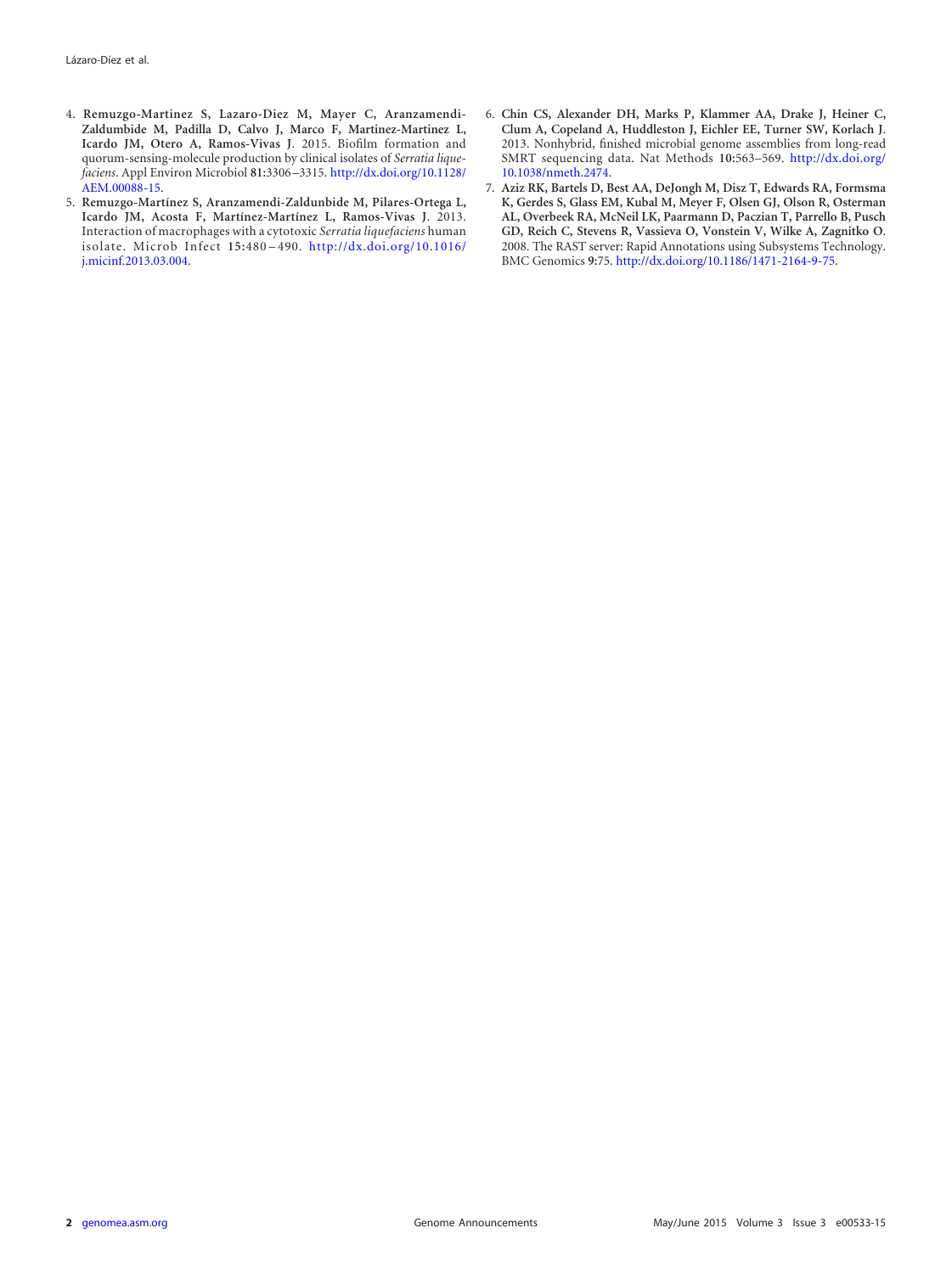4. **Remuzgo-Martinez S, Lazaro-Diez M, Mayer C, Aranzamendi-Zaldumbide M, Padilla D, Calvo J, Marco F, Martinez-Martinez L, Icardo JM, Otero A, Ramos-Vivas J**. 2015. Biofilm formation and quorum-sensing-molecule production by clinical isolates of *Serratia liquefaciens*. Appl Environ Microbiol **81:**3306–3315. http://dx.doi.org/10.1128/AEM.00088-15.
5. **Remuzgo-Martínez S, Aranzamendi-Zaldunbide M, Pilares-Ortega L, Icardo JM, Acosta F, Martínez-Martínez L, Ramos-Vivas J**. 2013. Interaction of macrophages with a cytotoxic *Serratia liquefaciens* human isolate. Microb Infect **15:**480–490. http://dx.doi.org/10.1016/j.micinf.2013.03.004.
6. **Chin CS, Alexander DH, Marks P, Klammer AA, Drake J, Heiner C, Clum A, Copeland A, Huddleston J, Eichler EE, Turner SW, Korlach J**. 2013. Nonhybrid, finished microbial genome assemblies from long-read SMRT sequencing data. Nat Methods **10:**563–569. http://dx.doi.org/10.1038/nmeth.2474.
7. **Aziz RK, Bartels D, Best AA, DeJongh M, Disz T, Edwards RA, Formsma K, Gerdes S, Glass EM, Kubal M, Meyer F, Olsen GJ, Olson R, Osterman AL, Overbeek RA, McNeil LK, Paarmann D, Paczian T, Parrello B, Pusch GD, Reich C, Stevens R, Vassieva O, Vonstein V, Wilke A, Zagnitko O**. 2008. The RAST server: Rapid Annotations using Subsystems Technology. BMC Genomics **9:**75. http://dx.doi.org/10.1186/1471-2164-9-75.